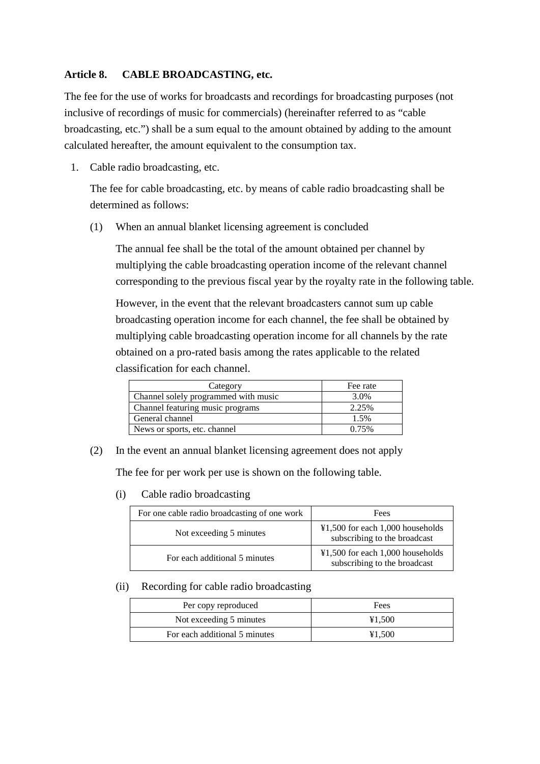## Article 8. CABLE BROADCASTING, etc.

The fee for the use of works for broadcasts and recordings for broadcasting purposes (not inclusive of recordings of music for commercials) (hereinafter referred to as "cable broadcasting, etc.") shall be a sum equal to the amount obtained by adding to the amount calculated hereafter, the amount equivalent to the consumption tax.

1. Cable radio broadcasting, etc.

   The fee for cable broadcasting, etc. by means of cable radio broadcasting shall be determined as follows:

   (1) When an annual blanket licensing agreement is concluded

   The annual fee shall be the total of the amount obtained per channel by multiplying the cable broadcasting operation income of the relevant channel corresponding to the previous fiscal year by the royalty rate in the following table.

   However, in the event that the relevant broadcasters cannot sum up cable broadcasting operation income for each channel, the fee shall be obtained by multiplying cable broadcasting operation income for all channels by the rate obtained on a pro-rated basis among the rates applicable to the related classification for each channel.

| Category | Fee rate |
|---|---|
| Channel solely programmed with music | 3.0% |
| Channel featuring music programs | 2.25% |
| General channel | 1.5% |
| News or sports, etc. channel | 0.75% |

   (2) In the event an annual blanket licensing agreement does not apply

   The fee for per work per use is shown on the following table.

   (i) Cable radio broadcasting

| For one cable radio broadcasting of one work | Fees |
|---|---|
| Not exceeding 5 minutes | ¥1,500 for each 1,000 households subscribing to the broadcast |
| For each additional 5 minutes | ¥1,500 for each 1,000 households subscribing to the broadcast |

   (ii) Recording for cable radio broadcasting

| Per copy reproduced | Fees |
|---|---|
| Not exceeding 5 minutes | ¥1,500 |
| For each additional 5 minutes | ¥1,500 |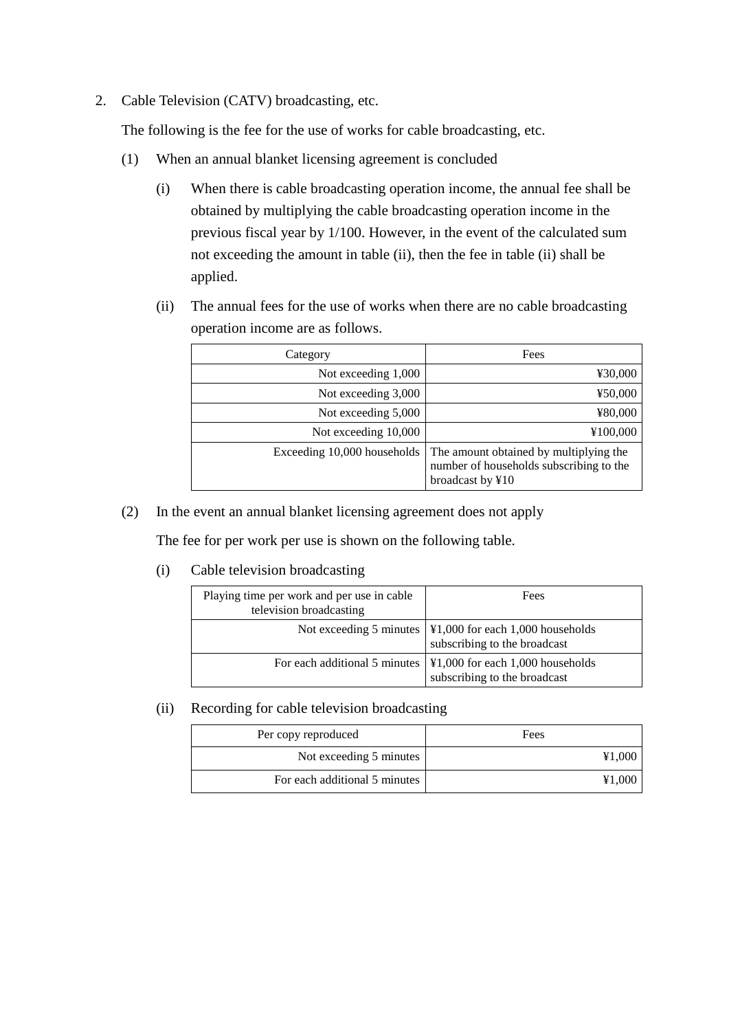2. Cable Television (CATV) broadcasting, etc.

   The following is the fee for the use of works for cable broadcasting, etc.

   (1) When an annual blanket licensing agreement is concluded

      (i) When there is cable broadcasting operation income, the annual fee shall be obtained by multiplying the cable broadcasting operation income in the previous fiscal year by 1/100. However, in the event of the calculated sum not exceeding the amount in table (ii), then the fee in table (ii) shall be applied.

      (ii) The annual fees for the use of works when there are no cable broadcasting operation income are as follows.

| Category | Fees |
|---|---|
| Not exceeding 1,000 | ¥30,000 |
| Not exceeding 3,000 | ¥50,000 |
| Not exceeding 5,000 | ¥80,000 |
| Not exceeding 10,000 | ¥100,000 |
| Exceeding 10,000 households | The amount obtained by multiplying the number of households subscribing to the broadcast by ¥10 |

   (2) In the event an annual blanket licensing agreement does not apply

   The fee for per work per use is shown on the following table.

      (i) Cable television broadcasting

| Playing time per work and per use in cable television broadcasting | Fees |
|---|---|
| Not exceeding 5 minutes | ¥1,000 for each 1,000 households subscribing to the broadcast |
| For each additional 5 minutes | ¥1,000 for each 1,000 households subscribing to the broadcast |

      (ii) Recording for cable television broadcasting

| Per copy reproduced | Fees |
|---|---|
| Not exceeding 5 minutes | ¥1,000 |
| For each additional 5 minutes | ¥1,000 |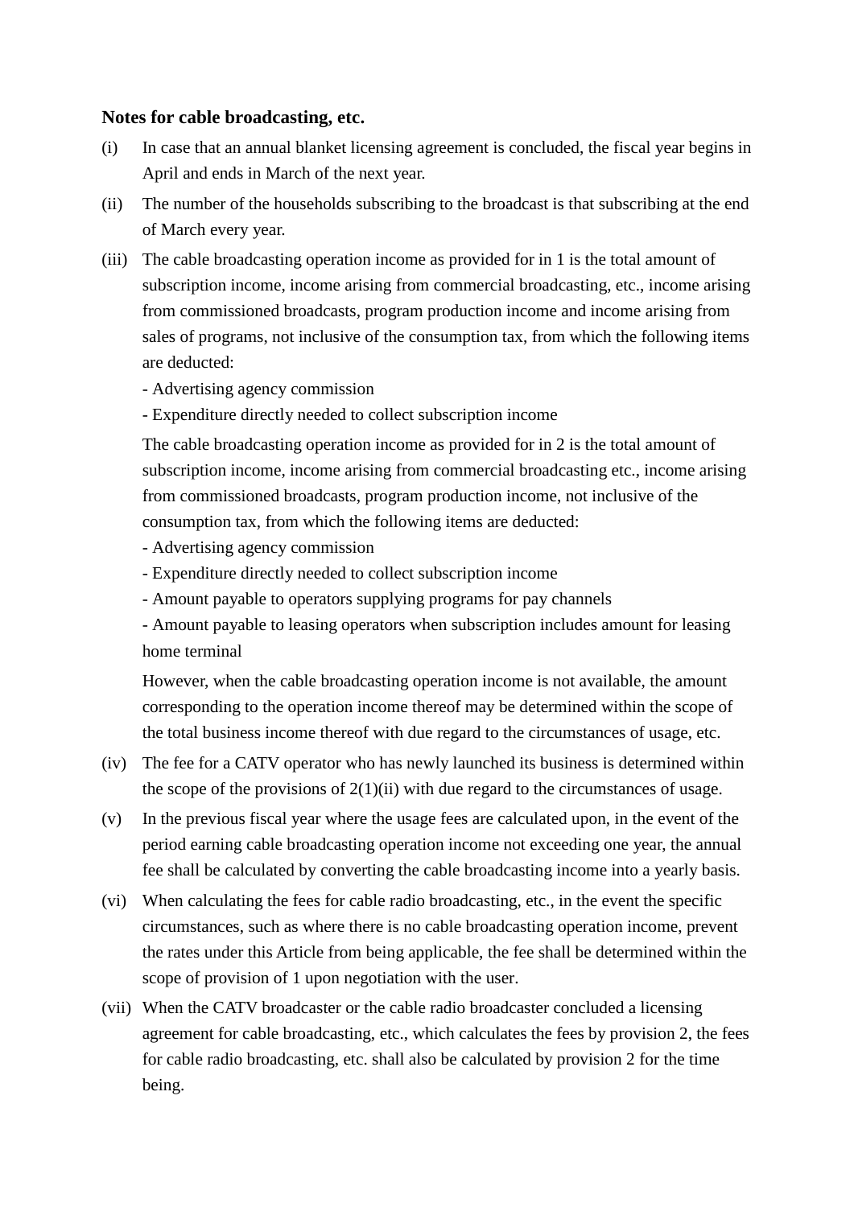**Notes for cable broadcasting, etc.**

(i) In case that an annual blanket licensing agreement is concluded, the fiscal year begins in April and ends in March of the next year.

(ii) The number of the households subscribing to the broadcast is that subscribing at the end of March every year.

(iii) The cable broadcasting operation income as provided for in 1 is the total amount of subscription income, income arising from commercial broadcasting, etc., income arising from commissioned broadcasts, program production income and income arising from sales of programs, not inclusive of the consumption tax, from which the following items are deducted:

- Advertising agency commission
- Expenditure directly needed to collect subscription income

The cable broadcasting operation income as provided for in 2 is the total amount of subscription income, income arising from commercial broadcasting etc., income arising from commissioned broadcasts, program production income, not inclusive of the consumption tax, from which the following items are deducted:

- Advertising agency commission
- Expenditure directly needed to collect subscription income
- Amount payable to operators supplying programs for pay channels
- Amount payable to leasing operators when subscription includes amount for leasing home terminal

However, when the cable broadcasting operation income is not available, the amount corresponding to the operation income thereof may be determined within the scope of the total business income thereof with due regard to the circumstances of usage, etc.

(iv) The fee for a CATV operator who has newly launched its business is determined within the scope of the provisions of 2(1)(ii) with due regard to the circumstances of usage.

(v) In the previous fiscal year where the usage fees are calculated upon, in the event of the period earning cable broadcasting operation income not exceeding one year, the annual fee shall be calculated by converting the cable broadcasting income into a yearly basis.

(vi) When calculating the fees for cable radio broadcasting, etc., in the event the specific circumstances, such as where there is no cable broadcasting operation income, prevent the rates under this Article from being applicable, the fee shall be determined within the scope of provision of 1 upon negotiation with the user.

(vii) When the CATV broadcaster or the cable radio broadcaster concluded a licensing agreement for cable broadcasting, etc., which calculates the fees by provision 2, the fees for cable radio broadcasting, etc. shall also be calculated by provision 2 for the time being.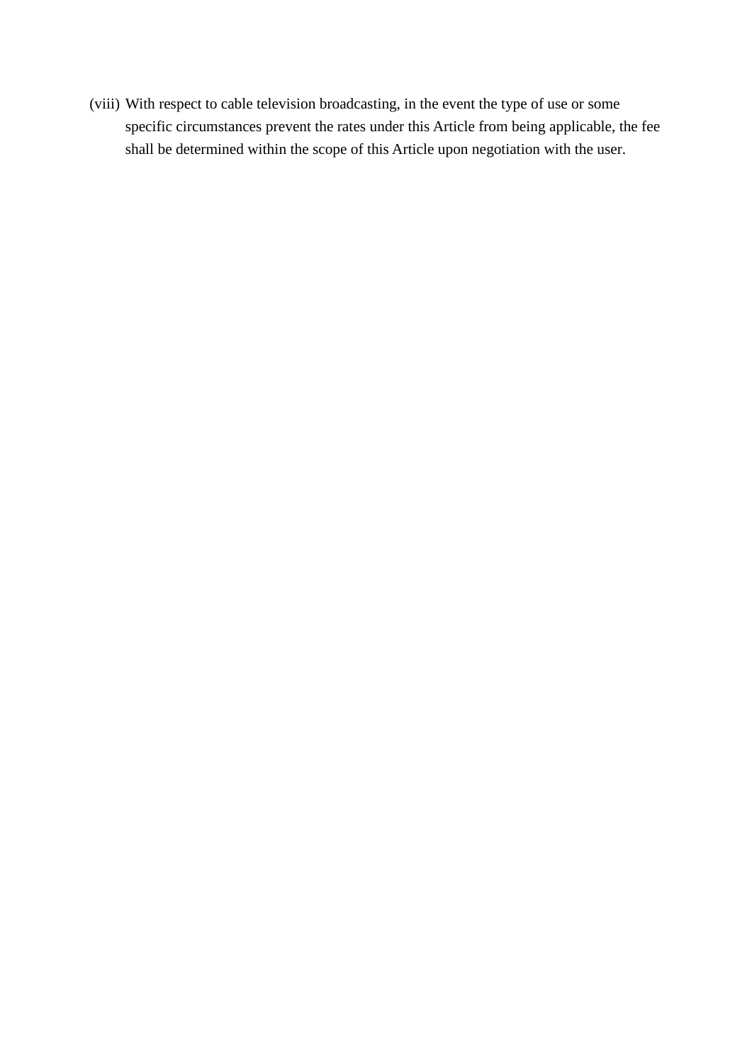(viii) With respect to cable television broadcasting, in the event the type of use or some specific circumstances prevent the rates under this Article from being applicable, the fee shall be determined within the scope of this Article upon negotiation with the user.